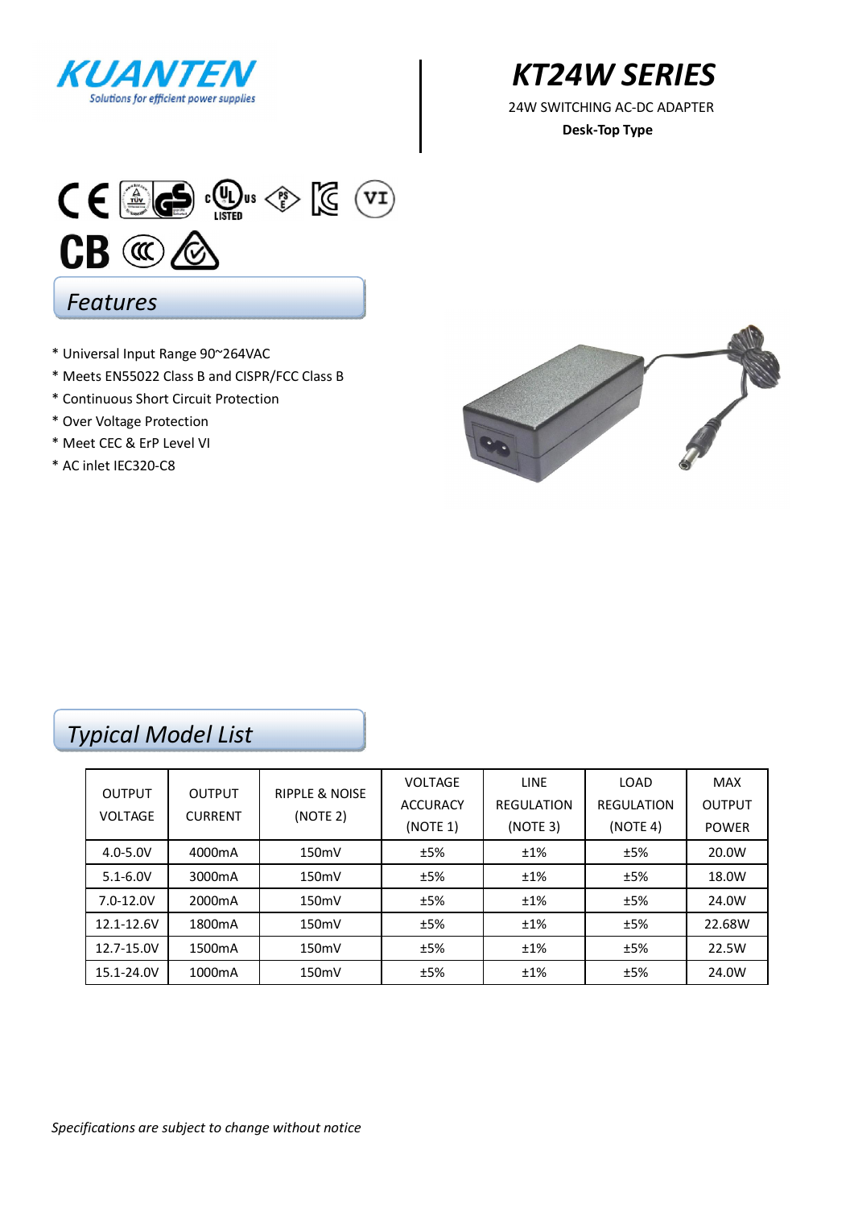KUANTEN

Solutions for efficient power supplies

# KT24W SERIES

24W SWITCHING AC-DC ADAPTER

**Desk-Top Type**

## Features

* Universal Input Range 90~264VAC
* Meets EN55022 Class B and CISPR/FCC Class B
* Continuous Short Circuit Protection
* Over Voltage Protection
* Meet CEC & ErP Level VI
* AC inlet IEC320-C8

## Typical Model List

| OUTPUT VOLTAGE | OUTPUT CURRENT | RIPPLE & NOISE (NOTE 2) | VOLTAGE ACCURACY (NOTE 1) | LINE REGULATION (NOTE 3) | LOAD REGULATION (NOTE 4) | MAX OUTPUT POWER |
|---|---|---|---|---|---|---|
| 4.0-5.0V | 4000mA | 150mV | ±5% | ±1% | ±5% | 20.0W |
| 5.1-6.0V | 3000mA | 150mV | ±5% | ±1% | ±5% | 18.0W |
| 7.0-12.0V | 2000mA | 150mV | ±5% | ±1% | ±5% | 24.0W |
| 12.1-12.6V | 1800mA | 150mV | ±5% | ±1% | ±5% | 22.68W |
| 12.7-15.0V | 1500mA | 150mV | ±5% | ±1% | ±5% | 22.5W |
| 15.1-24.0V | 1000mA | 150mV | ±5% | ±1% | ±5% | 24.0W |

*Specifications are subject to change without notice*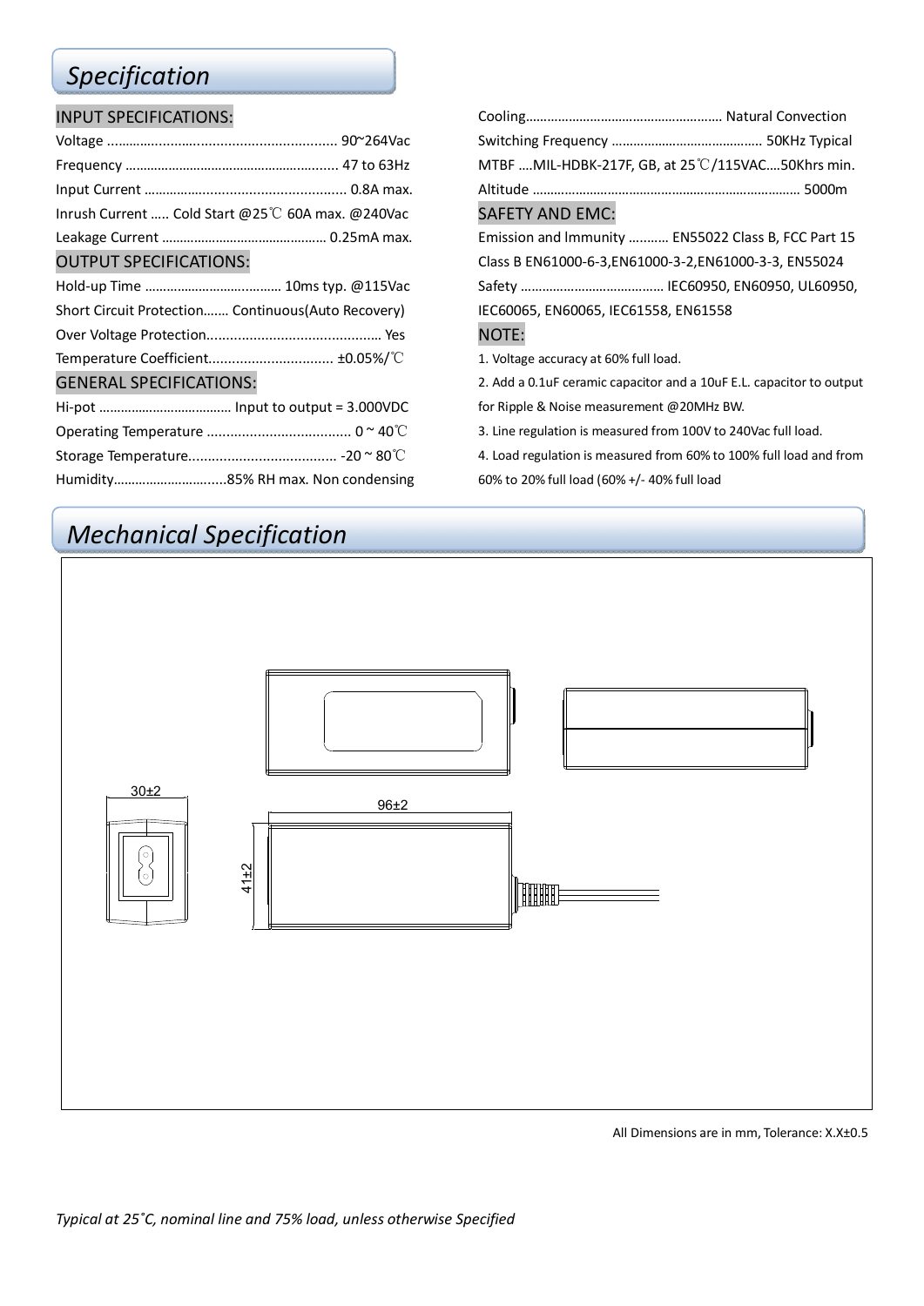## Specification

### INPUT SPECIFICATIONS:

Voltage ............................................................ 90~264Vac

Frequency .......................................................... 47 to 63Hz

Input Current ..................................................... 0.8A max.

Inrush Current ..... Cold Start @25℃ 60A max. @240Vac

Leakage Current ............................................. 0.25mA max.

### OUTPUT SPECIFICATIONS:

Hold-up Time ...................................... 10ms typ. @115Vac

Short Circuit Protection....... Continuous(Auto Recovery)

Over Voltage Protection............................................ Yes

Temperature Coefficient................................ ±0.05%/℃

### GENERAL SPECIFICATIONS:

Hi-pot ..................................... Input to output = 3.000VDC

Operating Temperature ..................................... 0 ~ 40℃

Storage Temperature...................................... -20 ~ 80℃

Humidity..............................85% RH max. Non condensing

Cooling....................................................... Natural Convection

Switching Frequency .......................................... 50KHz Typical

MTBF ....MIL-HDBK-217F, GB, at 25℃/115VAC....50Khrs min.

Altitude .......................................................................... 5000m

### SAFETY AND EMC:

Emission and Immunity ........... EN55022 Class B, FCC Part 15 Class B EN61000-6-3,EN61000-3-2,EN61000-3-3, EN55024

Safety ........................................ IEC60950, EN60950, UL60950, IEC60065, EN60065, IEC61558, EN61558

### NOTE:

1. Voltage accuracy at 60% full load.
2. Add a 0.1uF ceramic capacitor and a 10uF E.L. capacitor to output for Ripple & Noise measurement @20MHz BW.
3. Line regulation is measured from 100V to 240Vac full load.
4. Load regulation is measured from 60% to 100% full load and from 60% to 20% full load (60% +/- 40% full load

## Mechanical Specification

30±2

96±2

41±2

All Dimensions are in mm, Tolerance: X.X±0.5

*Typical at 25˚C, nominal line and 75% load, unless otherwise Specified*